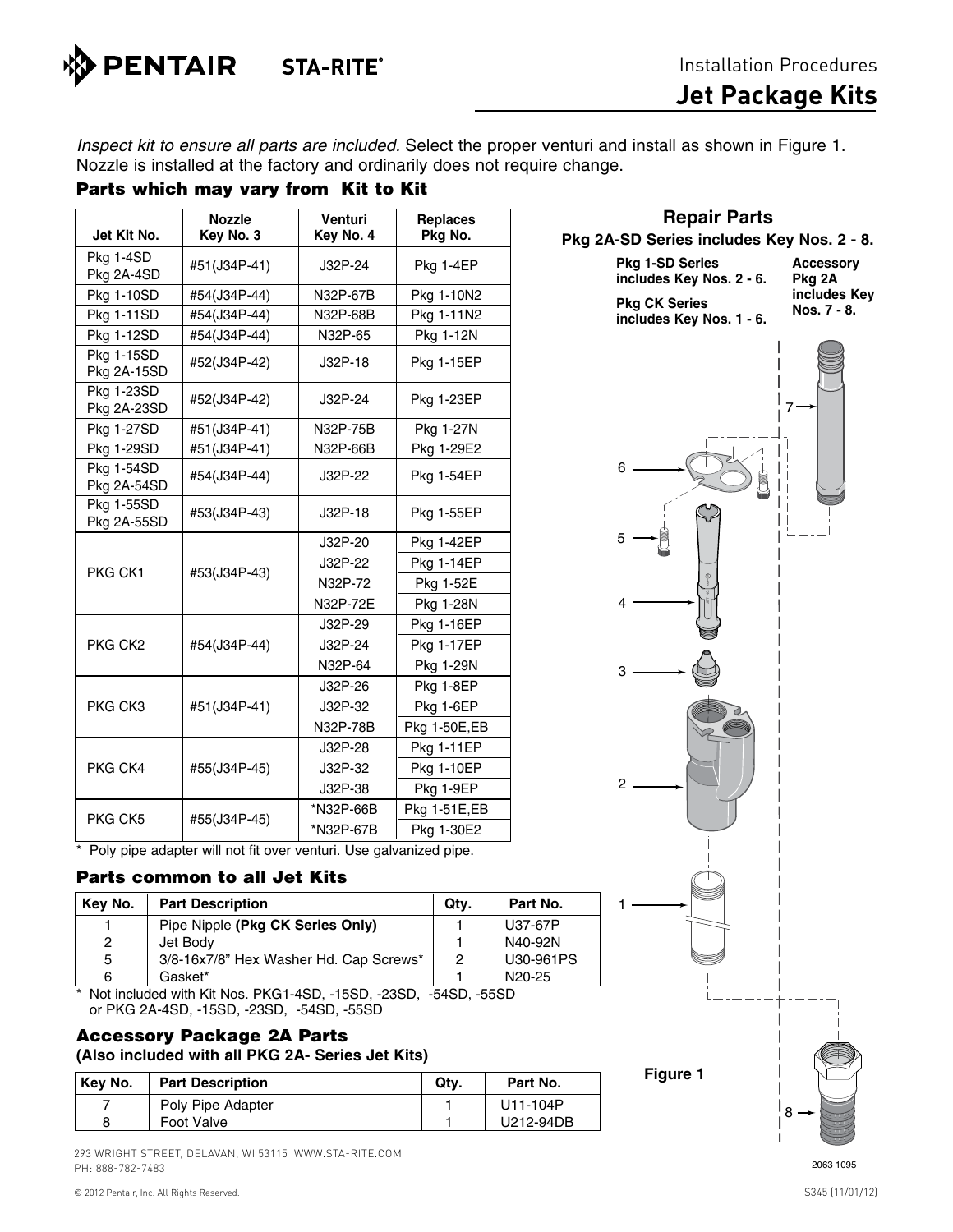PENTAIR STA-RITE

Installation Procedures

# Jet Package Kits

*Inspect kit to ensure all parts are included.* Select the proper venturi and install as shown in Figure 1. Nozzle is installed at the factory and ordinarily does not require change.

### Parts which may vary from Kit to Kit

| Jet Kit No. | Nozzle Key No. 3 | Venturi Key No. 4 | Replaces Pkg No. |
|---|---|---|---|
| Pkg 1-4SD<br>Pkg 2A-4SD | #51(J34P-41) | J32P-24 | Pkg 1-4EP |
| Pkg 1-10SD | #54(J34P-44) | N32P-67B | Pkg 1-10N2 |
| Pkg 1-11SD | #54(J34P-44) | N32P-68B | Pkg 1-11N2 |
| Pkg 1-12SD | #54(J34P-44) | N32P-65 | Pkg 1-12N |
| Pkg 1-15SD<br>Pkg 2A-15SD | #52(J34P-42) | J32P-18 | Pkg 1-15EP |
| Pkg 1-23SD<br>Pkg 2A-23SD | #52(J34P-42) | J32P-24 | Pkg 1-23EP |
| Pkg 1-27SD | #51(J34P-41) | N32P-75B | Pkg 1-27N |
| Pkg 1-29SD | #51(J34P-41) | N32P-66B | Pkg 1-29E2 |
| Pkg 1-54SD<br>Pkg 2A-54SD | #54(J34P-44) | J32P-22 | Pkg 1-54EP |
| Pkg 1-55SD<br>Pkg 2A-55SD | #53(J34P-43) | J32P-18 | Pkg 1-55EP |
| PKG CK1 | #53(J34P-43) | J32P-20 | Pkg 1-42EP |
| | | J32P-22 | Pkg 1-14EP |
| | | N32P-72 | Pkg 1-52E |
| | | N32P-72E | Pkg 1-28N |
| PKG CK2 | #54(J34P-44) | J32P-29 | Pkg 1-16EP |
| | | J32P-24 | Pkg 1-17EP |
| | | N32P-64 | Pkg 1-29N |
| PKG CK3 | #51(J34P-41) | J32P-26 | Pkg 1-8EP |
| | | J32P-32 | Pkg 1-6EP |
| | | N32P-78B | Pkg 1-50E,EB |
| PKG CK4 | #55(J34P-45) | J32P-28 | Pkg 1-11EP |
| | | J32P-32 | Pkg 1-10EP |
| | | J32P-38 | Pkg 1-9EP |
| PKG CK5 | #55(J34P-45) | *N32P-66B | Pkg 1-51E,EB |
| | | *N32P-67B | Pkg 1-30E2 |

\* Poly pipe adapter will not fit over venturi. Use galvanized pipe.

### Parts common to all Jet Kits

| Key No. | Part Description | Qty. | Part No. |
|---|---|---|---|
| 1 | Pipe Nipple **(Pkg CK Series Only)** | 1 | U37-67P |
| 2 | Jet Body | 1 | N40-92N |
| 5 | 3/8-16x7/8" Hex Washer Hd. Cap Screws* | 2 | U30-961PS |
| 6 | Gasket* | 1 | N20-25 |

\* Not included with Kit Nos. PKG1-4SD, -15SD, -23SD, -54SD, -55SD or PKG 2A-4SD, -15SD, -23SD, -54SD, -55SD

### Accessory Package 2A Parts

**(Also included with all PKG 2A- Series Jet Kits)**

| Key No. | Part Description | Qty. | Part No. |
|---|---|---|---|
| 7 | Poly Pipe Adapter | 1 | U11-104P |
| 8 | Foot Valve | 1 | U212-94DB |

## Repair Parts

**Pkg 2A-SD Series includes Key Nos. 2 - 8.**

**Pkg 1-SD Series includes Key Nos. 2 - 6.**

**Pkg CK Series includes Key Nos. 1 - 6.**

**Accessory Pkg 2A includes Key Nos. 7 - 8.**

1, 2, 3, 4, 5, 6, 7, 8

**Figure 1**

2063 1095

293 WRIGHT STREET, DELAVAN, WI 53115 WWW.STA-RITE.COM
PH: 888-782-7483

© 2012 Pentair, Inc. All Rights Reserved.

S345 (11/01/12)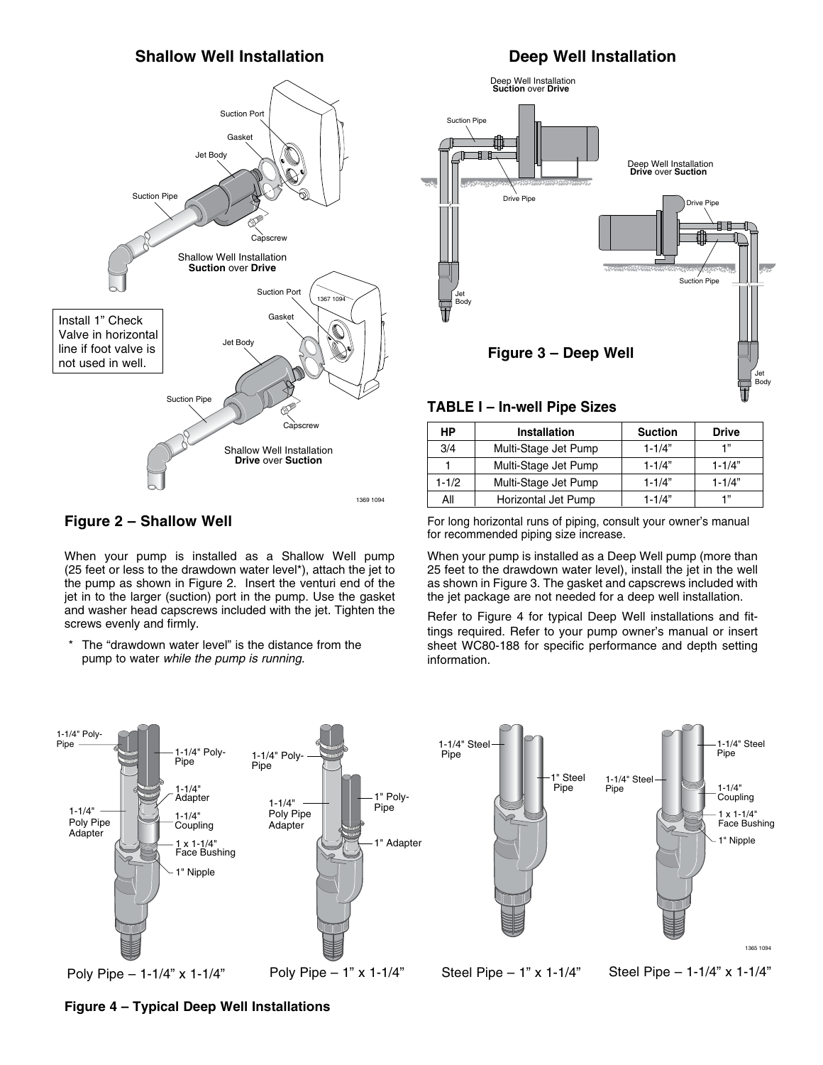## Shallow Well Installation

Suction Port

Gasket

Jet Body

Suction Pipe

Capscrew

Shallow Well Installation
**Suction** over **Drive**

Suction Port

1367 1094

Gasket

Install 1" Check Valve in horizontal line if foot valve is not used in well.

Jet Body

Suction Pipe

Capscrew

Shallow Well Installation
**Drive** over **Suction**

1369 1094

**Figure 2 – Shallow Well**

When your pump is installed as a Shallow Well pump (25 feet or less to the drawdown water level*), attach the jet to the pump as shown in Figure 2. Insert the venturi end of the jet in to the larger (suction) port in the pump. Use the gasket and washer head capscrews included with the jet. Tighten the screws evenly and firmly.

* The "drawdown water level" is the distance from the pump to water *while the pump is running.*

## Deep Well Installation

Deep Well Installation
**Suction** over **Drive**

Suction Pipe

Drive Pipe

Jet Body

Deep Well Installation
**Drive** over **Suction**

Drive Pipe

Suction Pipe

Jet Body

**Figure 3 – Deep Well**

### TABLE I – In-well Pipe Sizes

| HP | Installation | Suction | Drive |
|---|---|---|---|
| 3/4 | Multi-Stage Jet Pump | 1-1/4" | 1" |
| 1 | Multi-Stage Jet Pump | 1-1/4" | 1-1/4" |
| 1-1/2 | Multi-Stage Jet Pump | 1-1/4" | 1-1/4" |
| All | Horizontal Jet Pump | 1-1/4" | 1" |

For long horizontal runs of piping, consult your owner's manual for recommended piping size increase.

When your pump is installed as a Deep Well pump (more than 25 feet to the drawdown water level), install the jet in the well as shown in Figure 3. The gasket and capscrews included with the jet package are not needed for a deep well installation.

Refer to Figure 4 for typical Deep Well installations and fittings required. Refer to your pump owner's manual or insert sheet WC80-188 for specific performance and depth setting information.

1-1/4" Poly-Pipe

1-1/4" Poly-Pipe

1-1/4" Adapter

1-1/4" Poly Pipe Adapter

1-1/4" Coupling

1 x 1-1/4" Face Bushing

1" Nipple

Poly Pipe – 1-1/4" x 1-1/4"

1-1/4" Poly-Pipe

1-1/4" Poly Pipe Adapter

1" Poly-Pipe

1" Adapter

Poly Pipe – 1" x 1-1/4"

1-1/4" Steel Pipe

1" Steel Pipe

Steel Pipe – 1" x 1-1/4"

1-1/4" Steel Pipe

1-1/4" Steel Pipe

1-1/4" Coupling

1 x 1-1/4" Face Bushing

1" Nipple

1365 1094

Steel Pipe – 1-1/4" x 1-1/4"

**Figure 4 – Typical Deep Well Installations**